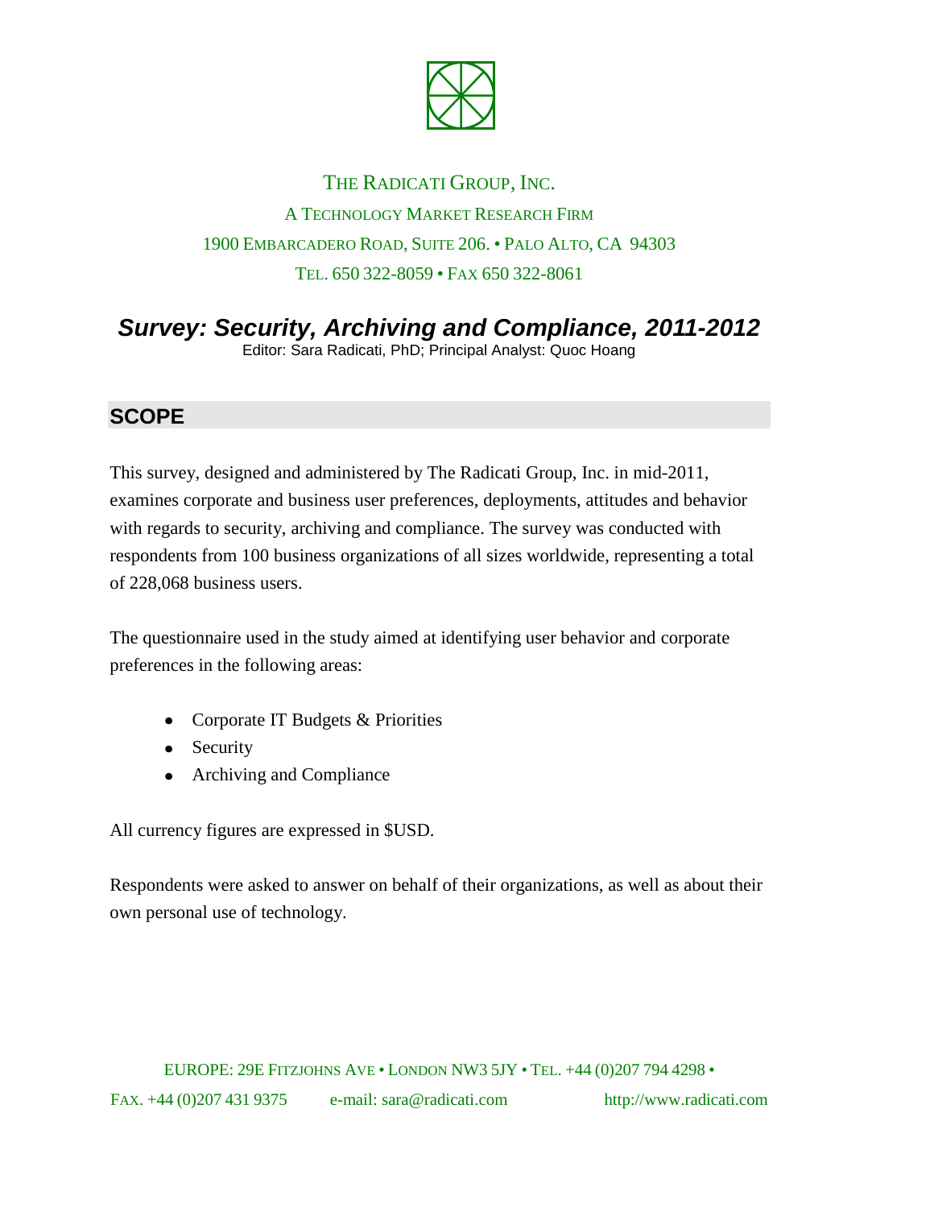THE RADICATI GROUP, INC.

A TECHNOLOGY MARKET RESEARCH FIRM

1900 EMBARCADERO ROAD, SUITE 206. • PALO ALTO, CA 94303

TEL. 650 322-8059 • FAX 650 322-8061

# *Survey: Security, Archiving and Compliance, 2011-2012*

Editor: Sara Radicati, PhD; Principal Analyst: Quoc Hoang

## SCOPE

This survey, designed and administered by The Radicati Group, Inc. in mid-2011, examines corporate and business user preferences, deployments, attitudes and behavior with regards to security, archiving and compliance. The survey was conducted with respondents from 100 business organizations of all sizes worldwide, representing a total of 228,068 business users.

The questionnaire used in the study aimed at identifying user behavior and corporate preferences in the following areas:

- Corporate IT Budgets & Priorities
- Security
- Archiving and Compliance

All currency figures are expressed in $USD.

Respondents were asked to answer on behalf of their organizations, as well as about their own personal use of technology.

EUROPE: 29E FITZJOHNS AVE • LONDON NW3 5JY • TEL. +44 (0)207 794 4298 • FAX. +44 (0)207 431 9375 e-mail: sara@radicati.com http://www.radicati.com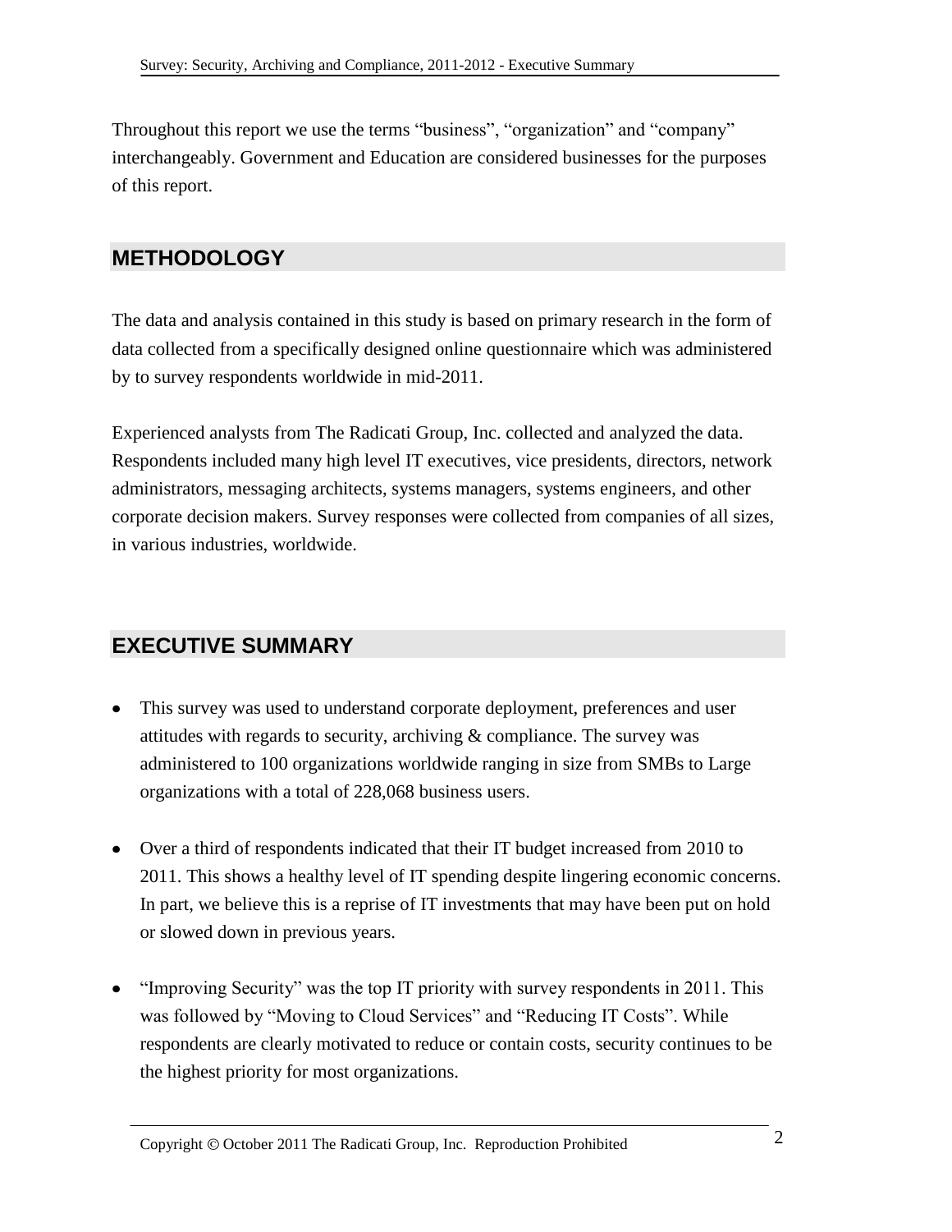Throughout this report we use the terms "business", "organization" and "company" interchangeably. Government and Education are considered businesses for the purposes of this report.

## METHODOLOGY

The data and analysis contained in this study is based on primary research in the form of data collected from a specifically designed online questionnaire which was administered by to survey respondents worldwide in mid-2011.

Experienced analysts from The Radicati Group, Inc. collected and analyzed the data. Respondents included many high level IT executives, vice presidents, directors, network administrators, messaging architects, systems managers, systems engineers, and other corporate decision makers. Survey responses were collected from companies of all sizes, in various industries, worldwide.

## EXECUTIVE SUMMARY

- This survey was used to understand corporate deployment, preferences and user attitudes with regards to security, archiving & compliance. The survey was administered to 100 organizations worldwide ranging in size from SMBs to Large organizations with a total of 228,068 business users.

- Over a third of respondents indicated that their IT budget increased from 2010 to 2011. This shows a healthy level of IT spending despite lingering economic concerns. In part, we believe this is a reprise of IT investments that may have been put on hold or slowed down in previous years.

- "Improving Security" was the top IT priority with survey respondents in 2011. This was followed by "Moving to Cloud Services" and "Reducing IT Costs". While respondents are clearly motivated to reduce or contain costs, security continues to be the highest priority for most organizations.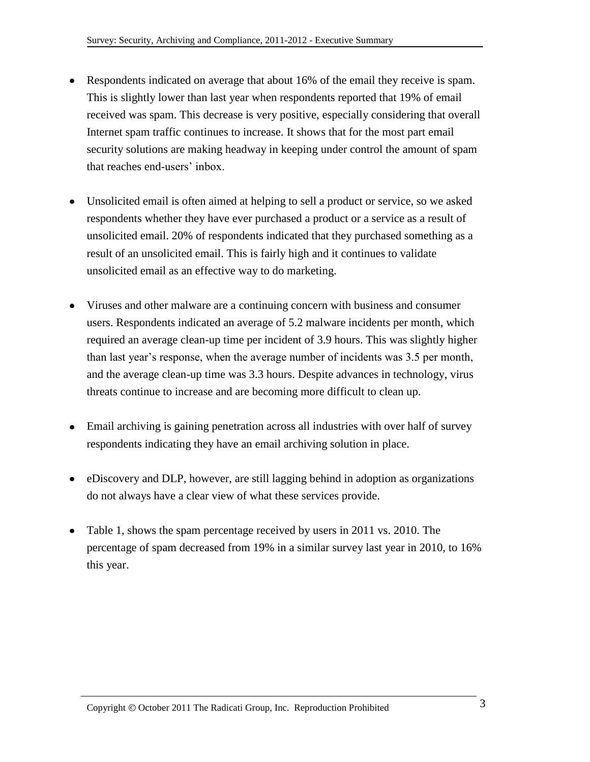- Respondents indicated on average that about 16% of the email they receive is spam. This is slightly lower than last year when respondents reported that 19% of email received was spam. This decrease is very positive, especially considering that overall Internet spam traffic continues to increase. It shows that for the most part email security solutions are making headway in keeping under control the amount of spam that reaches end-users' inbox.

- Unsolicited email is often aimed at helping to sell a product or service, so we asked respondents whether they have ever purchased a product or a service as a result of unsolicited email. 20% of respondents indicated that they purchased something as a result of an unsolicited email. This is fairly high and it continues to validate unsolicited email as an effective way to do marketing.

- Viruses and other malware are a continuing concern with business and consumer users. Respondents indicated an average of 5.2 malware incidents per month, which required an average clean-up time per incident of 3.9 hours. This was slightly higher than last year's response, when the average number of incidents was 3.5 per month, and the average clean-up time was 3.3 hours. Despite advances in technology, virus threats continue to increase and are becoming more difficult to clean up.

- Email archiving is gaining penetration across all industries with over half of survey respondents indicating they have an email archiving solution in place.

- eDiscovery and DLP, however, are still lagging behind in adoption as organizations do not always have a clear view of what these services provide.

- Table 1, shows the spam percentage received by users in 2011 vs. 2010. The percentage of spam decreased from 19% in a similar survey last year in 2010, to 16% this year.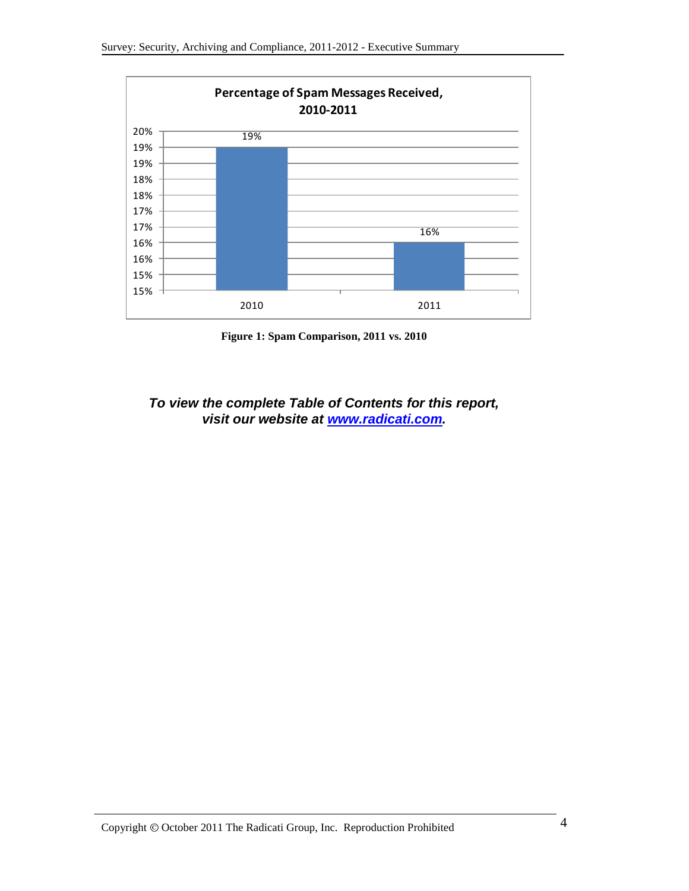**Percentage of Spam Messages Received, 2010-2011**

20%
19%
19%
18%
18%
17%
17%
16%
16%
15%
15%

19%
16%

2010
2011

**Figure 1: Spam Comparison, 2011 vs. 2010**

***To view the complete Table of Contents for this report, visit our website at [www.radicati.com](http://www.radicati.com).***